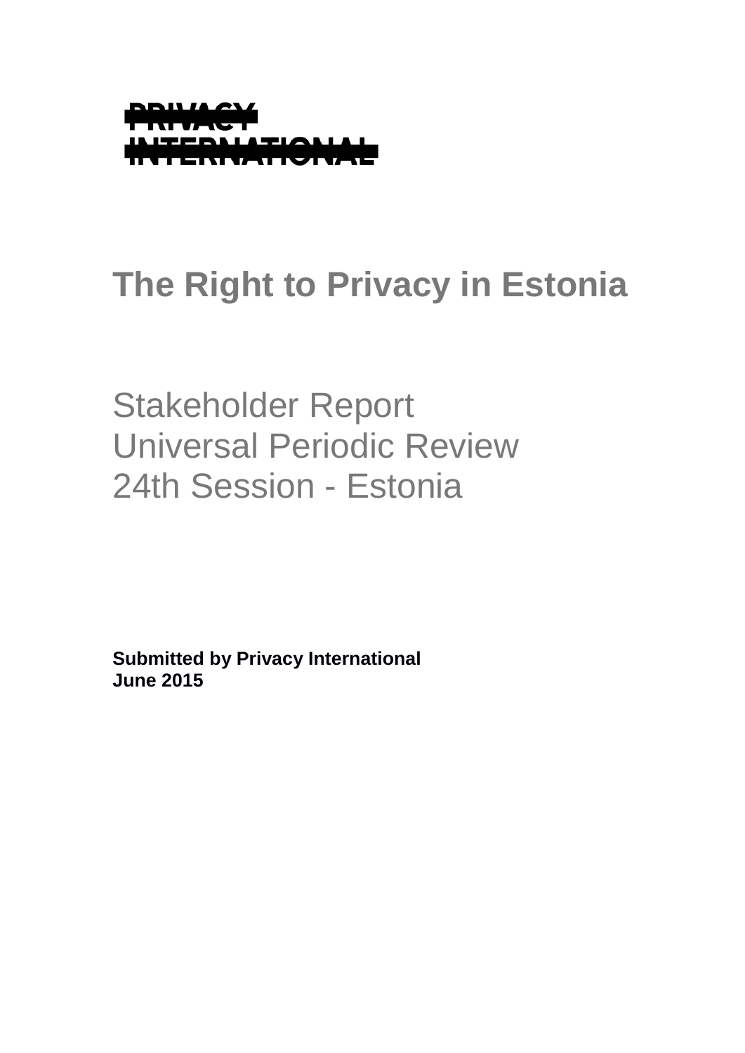PRIVACY INTERNATIONAL

# The Right to Privacy in Estonia

Stakeholder Report
Universal Periodic Review
24th Session - Estonia

**Submitted by Privacy International**
**June 2015**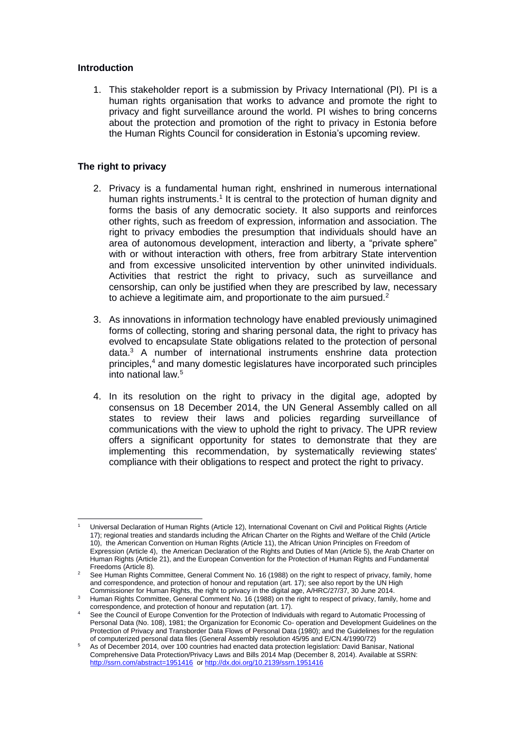## Introduction

1. This stakeholder report is a submission by Privacy International (PI). PI is a human rights organisation that works to advance and promote the right to privacy and fight surveillance around the world. PI wishes to bring concerns about the protection and promotion of the right to privacy in Estonia before the Human Rights Council for consideration in Estonia's upcoming review.

## The right to privacy

2. Privacy is a fundamental human right, enshrined in numerous international human rights instruments.[1] It is central to the protection of human dignity and forms the basis of any democratic society. It also supports and reinforces other rights, such as freedom of expression, information and association. The right to privacy embodies the presumption that individuals should have an area of autonomous development, interaction and liberty, a "private sphere" with or without interaction with others, free from arbitrary State intervention and from excessive unsolicited intervention by other uninvited individuals. Activities that restrict the right to privacy, such as surveillance and censorship, can only be justified when they are prescribed by law, necessary to achieve a legitimate aim, and proportionate to the aim pursued.[2]

3. As innovations in information technology have enabled previously unimagined forms of collecting, storing and sharing personal data, the right to privacy has evolved to encapsulate State obligations related to the protection of personal data.[3] A number of international instruments enshrine data protection principles,[4] and many domestic legislatures have incorporated such principles into national law.[5]

4. In its resolution on the right to privacy in the digital age, adopted by consensus on 18 December 2014, the UN General Assembly called on all states to review their laws and policies regarding surveillance of communications with the view to uphold the right to privacy. The UPR review offers a significant opportunity for states to demonstrate that they are implementing this recommendation, by systematically reviewing states' compliance with their obligations to respect and protect the right to privacy.

---

[1] Universal Declaration of Human Rights (Article 12), International Covenant on Civil and Political Rights (Article 17); regional treaties and standards including the African Charter on the Rights and Welfare of the Child (Article 10), the American Convention on Human Rights (Article 11), the African Union Principles on Freedom of Expression (Article 4), the American Declaration of the Rights and Duties of Man (Article 5), the Arab Charter on Human Rights (Article 21), and the European Convention for the Protection of Human Rights and Fundamental Freedoms (Article 8).

[2] See Human Rights Committee, General Comment No. 16 (1988) on the right to respect of privacy, family, home and correspondence, and protection of honour and reputation (art. 17); see also report by the UN High Commissioner for Human Rights, the right to privacy in the digital age, A/HRC/27/37, 30 June 2014.

[3] Human Rights Committee, General Comment No. 16 (1988) on the right to respect of privacy, family, home and correspondence, and protection of honour and reputation (art. 17).

[4] See the Council of Europe Convention for the Protection of Individuals with regard to Automatic Processing of Personal Data (No. 108), 1981; the Organization for Economic Co- operation and Development Guidelines on the Protection of Privacy and Transborder Data Flows of Personal Data (1980); and the Guidelines for the regulation of computerized personal data files (General Assembly resolution 45/95 and E/CN.4/1990/72)

[5] As of December 2014, over 100 countries had enacted data protection legislation: David Banisar, National Comprehensive Data Protection/Privacy Laws and Bills 2014 Map (December 8, 2014). Available at SSRN: http://ssrn.com/abstract=1951416 or http://dx.doi.org/10.2139/ssrn.1951416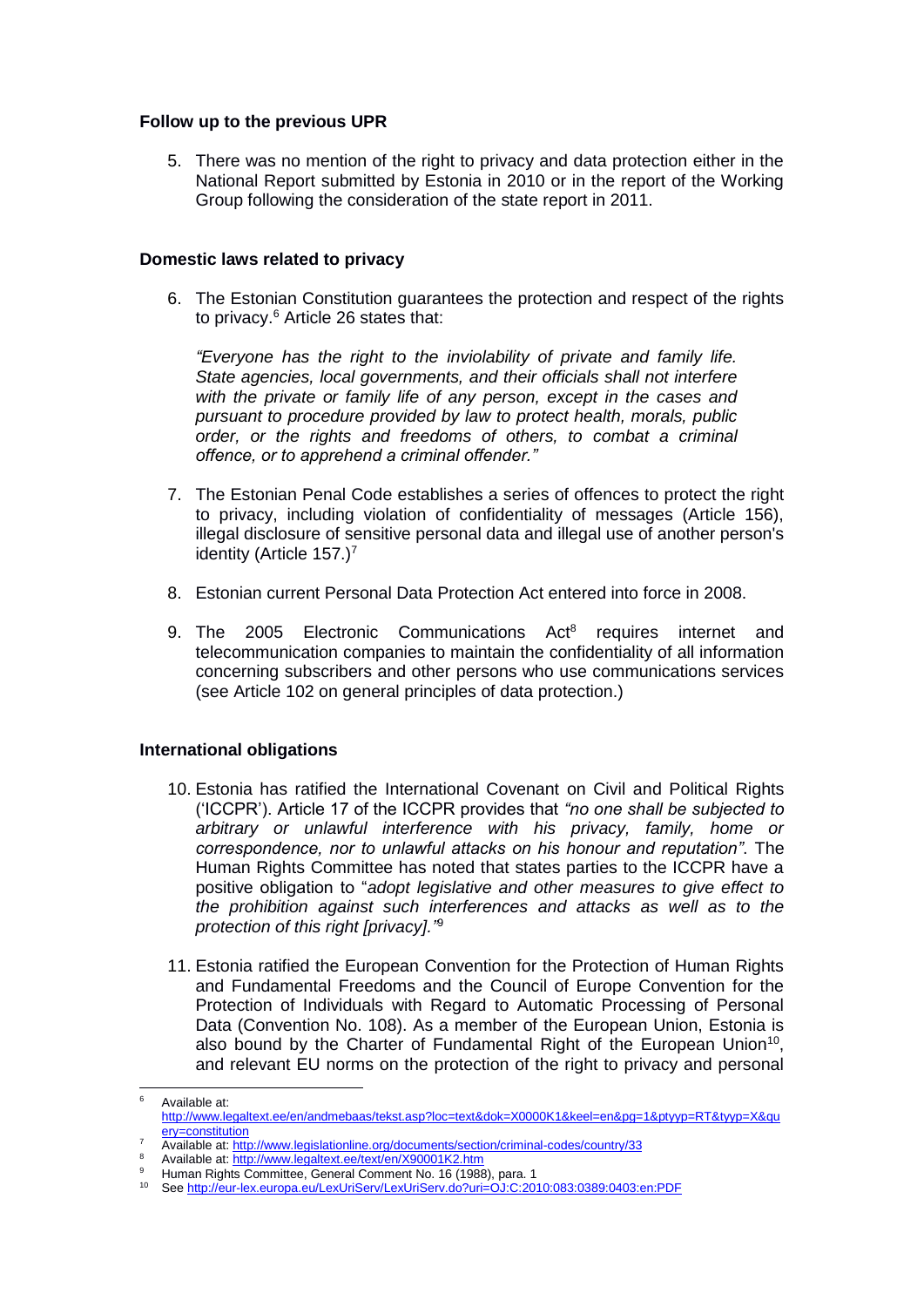**Follow up to the previous UPR**

5. There was no mention of the right to privacy and data protection either in the National Report submitted by Estonia in 2010 or in the report of the Working Group following the consideration of the state report in 2011.

**Domestic laws related to privacy**

6. The Estonian Constitution guarantees the protection and respect of the rights to privacy.[6] Article 26 states that:

   *"Everyone has the right to the inviolability of private and family life. State agencies, local governments, and their officials shall not interfere with the private or family life of any person, except in the cases and pursuant to procedure provided by law to protect health, morals, public order, or the rights and freedoms of others, to combat a criminal offence, or to apprehend a criminal offender."*

7. The Estonian Penal Code establishes a series of offences to protect the right to privacy, including violation of confidentiality of messages (Article 156), illegal disclosure of sensitive personal data and illegal use of another person's identity (Article 157.)[7]

8. Estonian current Personal Data Protection Act entered into force in 2008.

9. The 2005 Electronic Communications Act[8] requires internet and telecommunication companies to maintain the confidentiality of all information concerning subscribers and other persons who use communications services (see Article 102 on general principles of data protection.)

**International obligations**

10. Estonia has ratified the International Covenant on Civil and Political Rights ('ICCPR'). Article 17 of the ICCPR provides that *"no one shall be subjected to arbitrary or unlawful interference with his privacy, family, home or correspondence, nor to unlawful attacks on his honour and reputation"*. The Human Rights Committee has noted that states parties to the ICCPR have a positive obligation to "*adopt legislative and other measures to give effect to the prohibition against such interferences and attacks as well as to the protection of this right [privacy]."*[9]

11. Estonia ratified the European Convention for the Protection of Human Rights and Fundamental Freedoms and the Council of Europe Convention for the Protection of Individuals with Regard to Automatic Processing of Personal Data (Convention No. 108). As a member of the European Union, Estonia is also bound by the Charter of Fundamental Right of the European Union[10], and relevant EU norms on the protection of the right to privacy and personal

---

[6] Available at: http://www.legaltext.ee/en/andmebaas/tekst.asp?loc=text&dok=X0000K1&keel=en&pg=1&ptyyp=RT&tyyp=X&query=constitution

[7] Available at: http://www.legislationline.org/documents/section/criminal-codes/country/33

[8] Available at: http://www.legaltext.ee/text/en/X90001K2.htm

[9] Human Rights Committee, General Comment No. 16 (1988), para. 1

[10] See http://eur-lex.europa.eu/LexUriServ/LexUriServ.do?uri=OJ:C:2010:083:0389:0403:en:PDF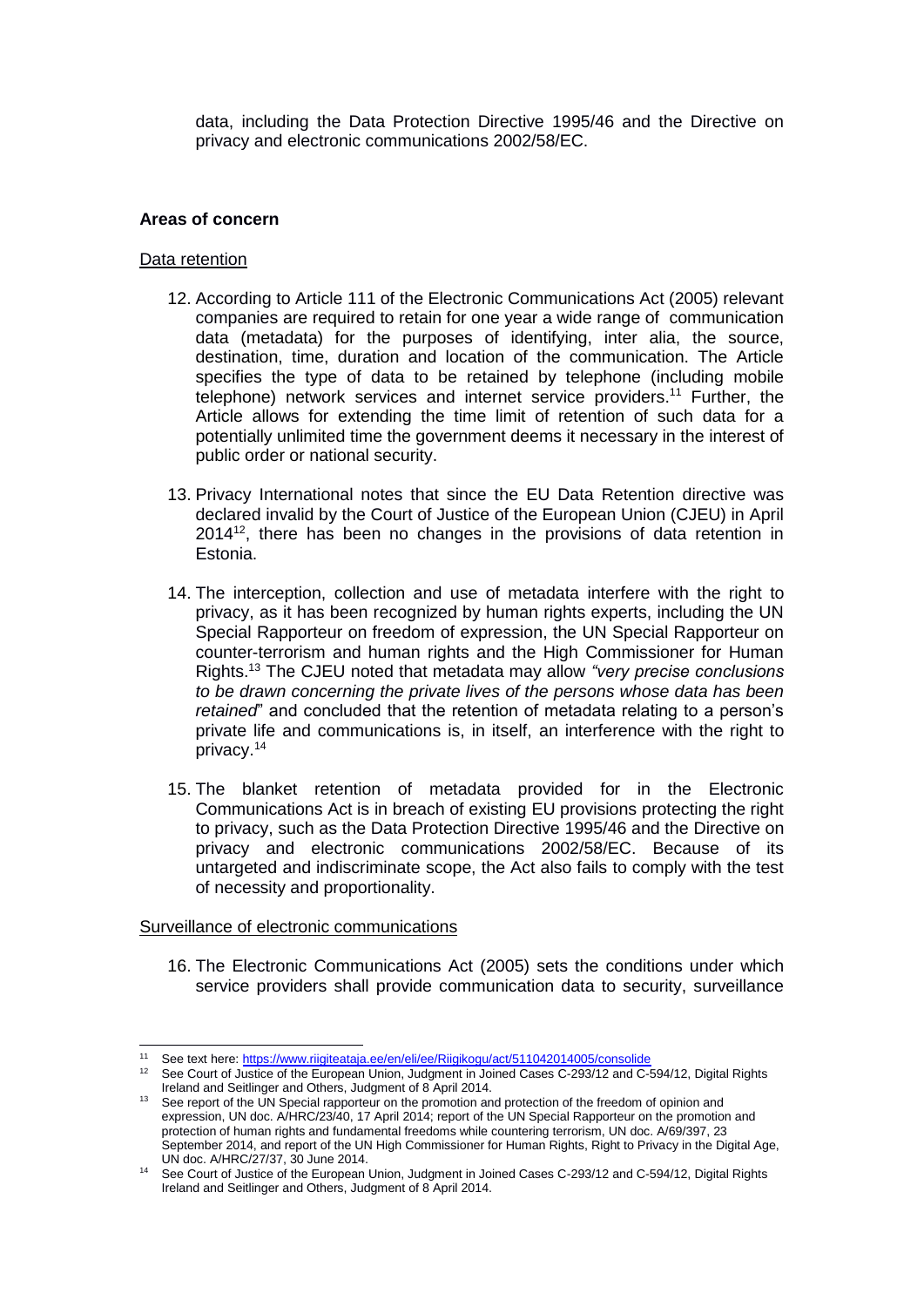data, including the Data Protection Directive 1995/46 and the Directive on privacy and electronic communications 2002/58/EC.

**Areas of concern**

Data retention

12. According to Article 111 of the Electronic Communications Act (2005) relevant companies are required to retain for one year a wide range of communication data (metadata) for the purposes of identifying, inter alia, the source, destination, time, duration and location of the communication. The Article specifies the type of data to be retained by telephone (including mobile telephone) network services and internet service providers.[11] Further, the Article allows for extending the time limit of retention of such data for a potentially unlimited time the government deems it necessary in the interest of public order or national security.

13. Privacy International notes that since the EU Data Retention directive was declared invalid by the Court of Justice of the European Union (CJEU) in April 2014[12], there has been no changes in the provisions of data retention in Estonia.

14. The interception, collection and use of metadata interfere with the right to privacy, as it has been recognized by human rights experts, including the UN Special Rapporteur on freedom of expression, the UN Special Rapporteur on counter-terrorism and human rights and the High Commissioner for Human Rights.[13] The CJEU noted that metadata may allow *"very precise conclusions to be drawn concerning the private lives of the persons whose data has been retained*" and concluded that the retention of metadata relating to a person's private life and communications is, in itself, an interference with the right to privacy.[14]

15. The blanket retention of metadata provided for in the Electronic Communications Act is in breach of existing EU provisions protecting the right to privacy, such as the Data Protection Directive 1995/46 and the Directive on privacy and electronic communications 2002/58/EC. Because of its untargeted and indiscriminate scope, the Act also fails to comply with the test of necessity and proportionality.

Surveillance of electronic communications

16. The Electronic Communications Act (2005) sets the conditions under which service providers shall provide communication data to security, surveillance

---

[11] See text here: https://www.riigiteataja.ee/en/eli/ee/Riigikogu/act/511042014005/consolide

[12] See Court of Justice of the European Union, Judgment in Joined Cases C-293/12 and C-594/12, Digital Rights Ireland and Seitlinger and Others, Judgment of 8 April 2014.

[13] See report of the UN Special rapporteur on the promotion and protection of the freedom of opinion and expression, UN doc. A/HRC/23/40, 17 April 2014; report of the UN Special Rapporteur on the promotion and protection of human rights and fundamental freedoms while countering terrorism, UN doc. A/69/397, 23 September 2014, and report of the UN High Commissioner for Human Rights, Right to Privacy in the Digital Age, UN doc. A/HRC/27/37, 30 June 2014.

[14] See Court of Justice of the European Union, Judgment in Joined Cases C-293/12 and C-594/12, Digital Rights Ireland and Seitlinger and Others, Judgment of 8 April 2014.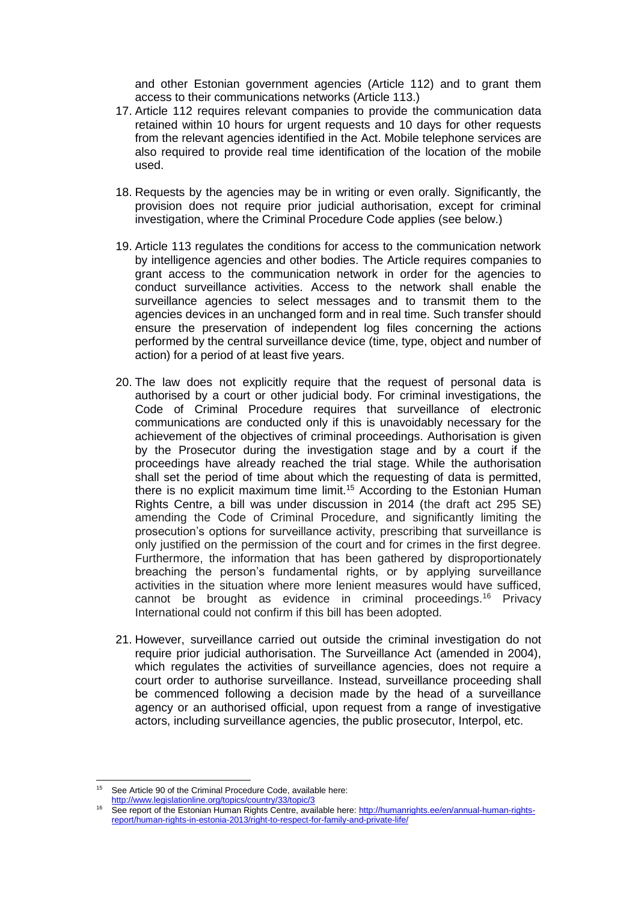and other Estonian government agencies (Article 112) and to grant them access to their communications networks (Article 113.)

17. Article 112 requires relevant companies to provide the communication data retained within 10 hours for urgent requests and 10 days for other requests from the relevant agencies identified in the Act. Mobile telephone services are also required to provide real time identification of the location of the mobile used.

18. Requests by the agencies may be in writing or even orally. Significantly, the provision does not require prior judicial authorisation, except for criminal investigation, where the Criminal Procedure Code applies (see below.)

19. Article 113 regulates the conditions for access to the communication network by intelligence agencies and other bodies. The Article requires companies to grant access to the communication network in order for the agencies to conduct surveillance activities. Access to the network shall enable the surveillance agencies to select messages and to transmit them to the agencies devices in an unchanged form and in real time. Such transfer should ensure the preservation of independent log files concerning the actions performed by the central surveillance device (time, type, object and number of action) for a period of at least five years.

20. The law does not explicitly require that the request of personal data is authorised by a court or other judicial body. For criminal investigations, the Code of Criminal Procedure requires that surveillance of electronic communications are conducted only if this is unavoidably necessary for the achievement of the objectives of criminal proceedings. Authorisation is given by the Prosecutor during the investigation stage and by a court if the proceedings have already reached the trial stage. While the authorisation shall set the period of time about which the requesting of data is permitted, there is no explicit maximum time limit.[15] According to the Estonian Human Rights Centre, a bill was under discussion in 2014 (the draft act 295 SE) amending the Code of Criminal Procedure, and significantly limiting the prosecution's options for surveillance activity, prescribing that surveillance is only justified on the permission of the court and for crimes in the first degree. Furthermore, the information that has been gathered by disproportionately breaching the person's fundamental rights, or by applying surveillance activities in the situation where more lenient measures would have sufficed, cannot be brought as evidence in criminal proceedings.[16] Privacy International could not confirm if this bill has been adopted.

21. However, surveillance carried out outside the criminal investigation do not require prior judicial authorisation. The Surveillance Act (amended in 2004), which regulates the activities of surveillance agencies, does not require a court order to authorise surveillance. Instead, surveillance proceeding shall be commenced following a decision made by the head of a surveillance agency or an authorised official, upon request from a range of investigative actors, including surveillance agencies, the public prosecutor, Interpol, etc.

---

[15] See Article 90 of the Criminal Procedure Code, available here: http://www.legislationline.org/topics/country/33/topic/3

[16] See report of the Estonian Human Rights Centre, available here: http://humanrights.ee/en/annual-human-rights-report/human-rights-in-estonia-2013/right-to-respect-for-family-and-private-life/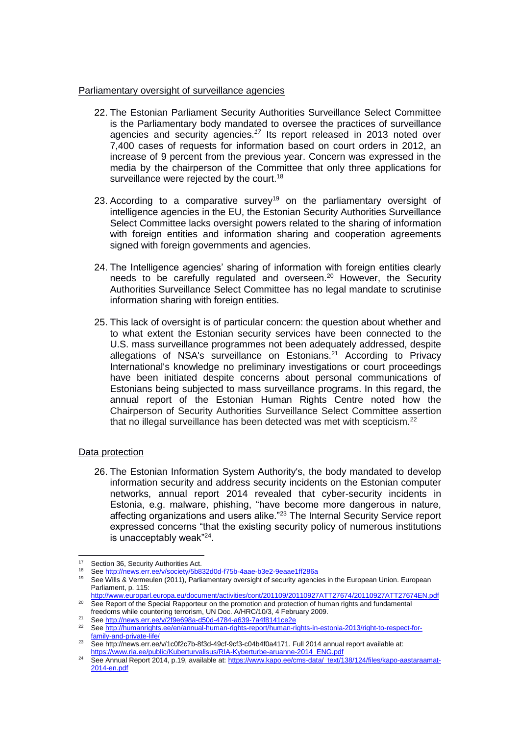Parliamentary oversight of surveillance agencies

22. The Estonian Parliament Security Authorities Surveillance Select Committee is the Parliamentary body mandated to oversee the practices of surveillance agencies and security agencies.[17] Its report released in 2013 noted over 7,400 cases of requests for information based on court orders in 2012, an increase of 9 percent from the previous year. Concern was expressed in the media by the chairperson of the Committee that only three applications for surveillance were rejected by the court.[18]

23. According to a comparative survey[19] on the parliamentary oversight of intelligence agencies in the EU, the Estonian Security Authorities Surveillance Select Committee lacks oversight powers related to the sharing of information with foreign entities and information sharing and cooperation agreements signed with foreign governments and agencies.

24. The Intelligence agencies' sharing of information with foreign entities clearly needs to be carefully regulated and overseen.[20] However, the Security Authorities Surveillance Select Committee has no legal mandate to scrutinise information sharing with foreign entities.

25. This lack of oversight is of particular concern: the question about whether and to what extent the Estonian security services have been connected to the U.S. mass surveillance programmes not been adequately addressed, despite allegations of NSA's surveillance on Estonians.[21] According to Privacy International's knowledge no preliminary investigations or court proceedings have been initiated despite concerns about personal communications of Estonians being subjected to mass surveillance programs. In this regard, the annual report of the Estonian Human Rights Centre noted how the Chairperson of Security Authorities Surveillance Select Committee assertion that no illegal surveillance has been detected was met with scepticism.[22]

Data protection

26. The Estonian Information System Authority's, the body mandated to develop information security and address security incidents on the Estonian computer networks, annual report 2014 revealed that cyber-security incidents in Estonia, e.g. malware, phishing, "have become more dangerous in nature, affecting organizations and users alike."[23] The Internal Security Service report expressed concerns "that the existing security policy of numerous institutions is unacceptably weak"[24].

---

[17] Section 36, Security Authorities Act.

[18] See http://news.err.ee/v/society/5b832d0d-f75b-4aae-b3e2-9eaae1ff286a

[19] See Wills & Vermeulen (2011), Parliamentary oversight of security agencies in the European Union. European Parliament, p. 115: http://www.europarl.europa.eu/document/activities/cont/201109/20110927ATT27674/20110927ATT27674EN.pdf

[20] See Report of the Special Rapporteur on the promotion and protection of human rights and fundamental freedoms while countering terrorism, UN Doc. A/HRC/10/3, 4 February 2009.

[21] See http://news.err.ee/v/2f9e698a-d50d-4784-a639-7a4f8141ce2e

[22] See http://humanrights.ee/en/annual-human-rights-report/human-rights-in-estonia-2013/right-to-respect-for-family-and-private-life/

[23] See http://news.err.ee/v/1c0f2c7b-8f3d-49cf-9cf3-c04b4f0a4171. Full 2014 annual report available at: https://www.ria.ee/public/Kuberturvalisus/RIA-Kyberturbe-aruanne-2014_ENG.pdf

[24] See Annual Report 2014, p.19, available at: https://www.kapo.ee/cms-data/_text/138/124/files/kapo-aastaraamat-2014-en.pdf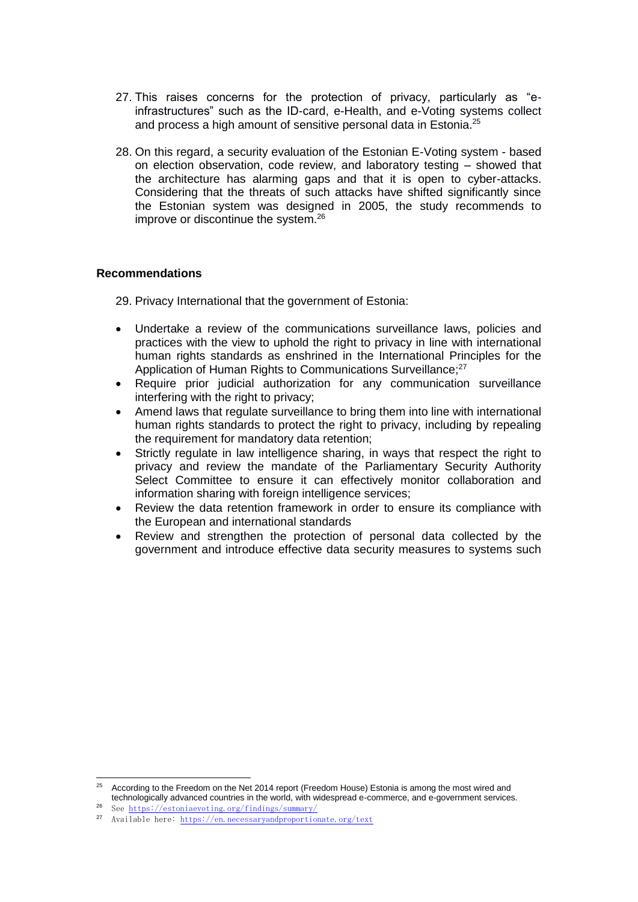27. This raises concerns for the protection of privacy, particularly as "e-infrastructures" such as the ID-card, e-Health, and e-Voting systems collect and process a high amount of sensitive personal data in Estonia.[25]

28. On this regard, a security evaluation of the Estonian E-Voting system - based on election observation, code review, and laboratory testing – showed that the architecture has alarming gaps and that it is open to cyber-attacks. Considering that the threats of such attacks have shifted significantly since the Estonian system was designed in 2005, the study recommends to improve or discontinue the system.[26]

## Recommendations

29. Privacy International that the government of Estonia:

- Undertake a review of the communications surveillance laws, policies and practices with the view to uphold the right to privacy in line with international human rights standards as enshrined in the International Principles for the Application of Human Rights to Communications Surveillance;[27]
- Require prior judicial authorization for any communication surveillance interfering with the right to privacy;
- Amend laws that regulate surveillance to bring them into line with international human rights standards to protect the right to privacy, including by repealing the requirement for mandatory data retention;
- Strictly regulate in law intelligence sharing, in ways that respect the right to privacy and review the mandate of the Parliamentary Security Authority Select Committee to ensure it can effectively monitor collaboration and information sharing with foreign intelligence services;
- Review the data retention framework in order to ensure its compliance with the European and international standards
- Review and strengthen the protection of personal data collected by the government and introduce effective data security measures to systems such

---

[25] According to the Freedom on the Net 2014 report (Freedom House) Estonia is among the most wired and technologically advanced countries in the world, with widespread e-commerce, and e-government services.

[26] See https://estoniaevoting.org/findings/summary/

[27] Available here: https://en.necessaryandproportionate.org/text